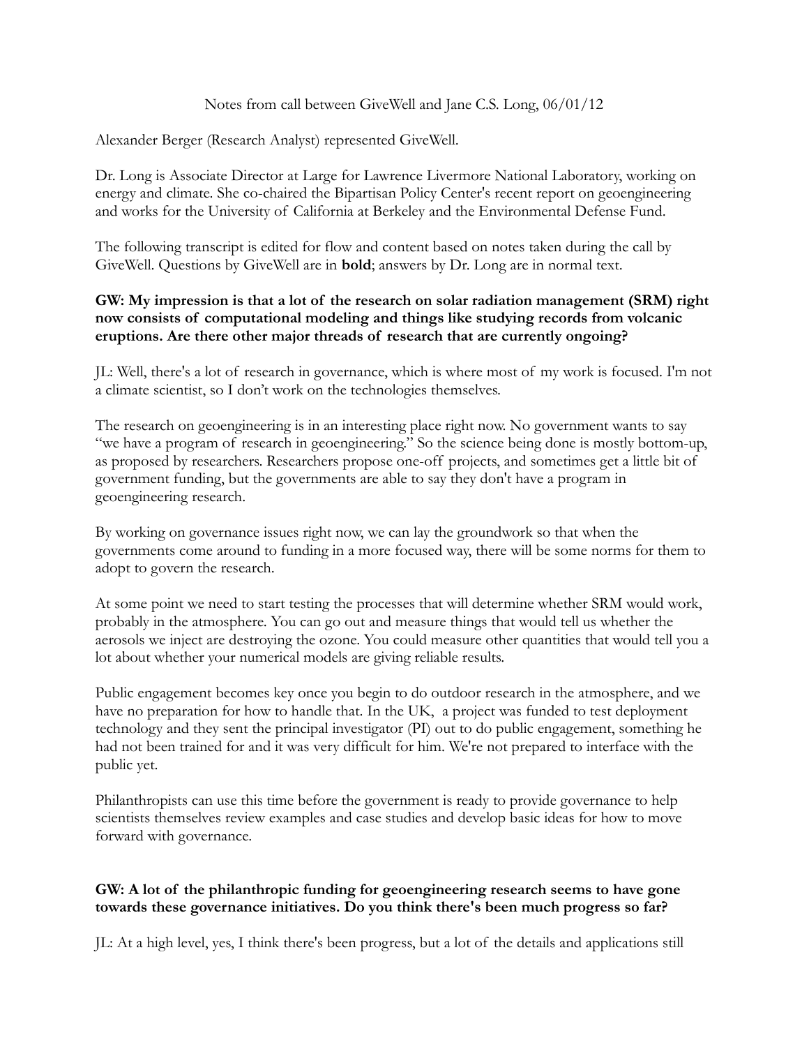Notes from call between GiveWell and Jane C.S. Long, 06/01/12

Alexander Berger (Research Analyst) represented GiveWell.

Dr. Long is Associate Director at Large for Lawrence Livermore National Laboratory, working on energy and climate. She co-chaired the Bipartisan Policy Center's recent report on geoengineering and works for the University of California at Berkeley and the Environmental Defense Fund.

The following transcript is edited for flow and content based on notes taken during the call by GiveWell. Questions by GiveWell are in **bold**; answers by Dr. Long are in normal text.

**GW: My impression is that a lot of the research on solar radiation management (SRM) right now consists of computational modeling and things like studying records from volcanic eruptions. Are there other major threads of research that are currently ongoing?**

JL: Well, there's a lot of research in governance, which is where most of my work is focused. I'm not a climate scientist, so I don't work on the technologies themselves.

The research on geoengineering is in an interesting place right now. No government wants to say "we have a program of research in geoengineering." So the science being done is mostly bottom-up, as proposed by researchers. Researchers propose one-off projects, and sometimes get a little bit of government funding, but the governments are able to say they don't have a program in geoengineering research.

By working on governance issues right now, we can lay the groundwork so that when the governments come around to funding in a more focused way, there will be some norms for them to adopt to govern the research.

At some point we need to start testing the processes that will determine whether SRM would work, probably in the atmosphere. You can go out and measure things that would tell us whether the aerosols we inject are destroying the ozone. You could measure other quantities that would tell you a lot about whether your numerical models are giving reliable results.

Public engagement becomes key once you begin to do outdoor research in the atmosphere, and we have no preparation for how to handle that. In the UK, a project was funded to test deployment technology and they sent the principal investigator (PI) out to do public engagement, something he had not been trained for and it was very difficult for him. We're not prepared to interface with the public yet.

Philanthropists can use this time before the government is ready to provide governance to help scientists themselves review examples and case studies and develop basic ideas for how to move forward with governance.

**GW: A lot of the philanthropic funding for geoengineering research seems to have gone towards these governance initiatives. Do you think there's been much progress so far?**

JL: At a high level, yes, I think there's been progress, but a lot of the details and applications still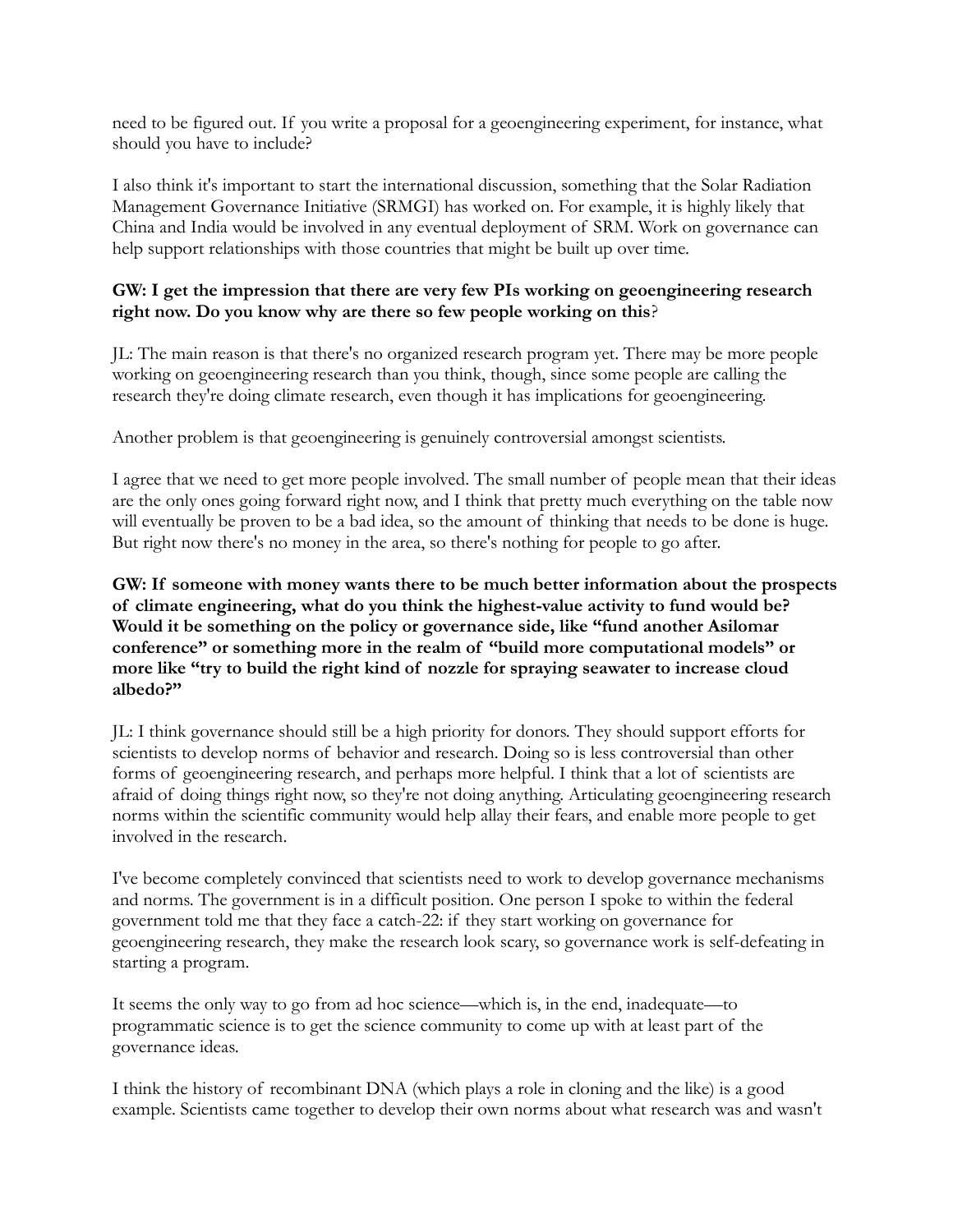need to be figured out. If you write a proposal for a geoengineering experiment, for instance, what should you have to include?

I also think it's important to start the international discussion, something that the Solar Radiation Management Governance Initiative (SRMGI) has worked on. For example, it is highly likely that China and India would be involved in any eventual deployment of SRM. Work on governance can help support relationships with those countries that might be built up over time.

**GW: I get the impression that there are very few PIs working on geoengineering research right now. Do you know why are there so few people working on this**?

JL: The main reason is that there's no organized research program yet. There may be more people working on geoengineering research than you think, though, since some people are calling the research they're doing climate research, even though it has implications for geoengineering.

Another problem is that geoengineering is genuinely controversial amongst scientists.

I agree that we need to get more people involved. The small number of people mean that their ideas are the only ones going forward right now, and I think that pretty much everything on the table now will eventually be proven to be a bad idea, so the amount of thinking that needs to be done is huge. But right now there's no money in the area, so there's nothing for people to go after.

**GW: If someone with money wants there to be much better information about the prospects of climate engineering, what do you think the highest-value activity to fund would be? Would it be something on the policy or governance side, like "fund another Asilomar conference" or something more in the realm of "build more computational models" or more like "try to build the right kind of nozzle for spraying seawater to increase cloud albedo?"**

JL: I think governance should still be a high priority for donors. They should support efforts for scientists to develop norms of behavior and research. Doing so is less controversial than other forms of geoengineering research, and perhaps more helpful. I think that a lot of scientists are afraid of doing things right now, so they're not doing anything. Articulating geoengineering research norms within the scientific community would help allay their fears, and enable more people to get involved in the research.

I've become completely convinced that scientists need to work to develop governance mechanisms and norms. The government is in a difficult position. One person I spoke to within the federal government told me that they face a catch-22: if they start working on governance for geoengineering research, they make the research look scary, so governance work is self-defeating in starting a program.

It seems the only way to go from ad hoc science—which is, in the end, inadequate—to programmatic science is to get the science community to come up with at least part of the governance ideas.

I think the history of recombinant DNA (which plays a role in cloning and the like) is a good example. Scientists came together to develop their own norms about what research was and wasn't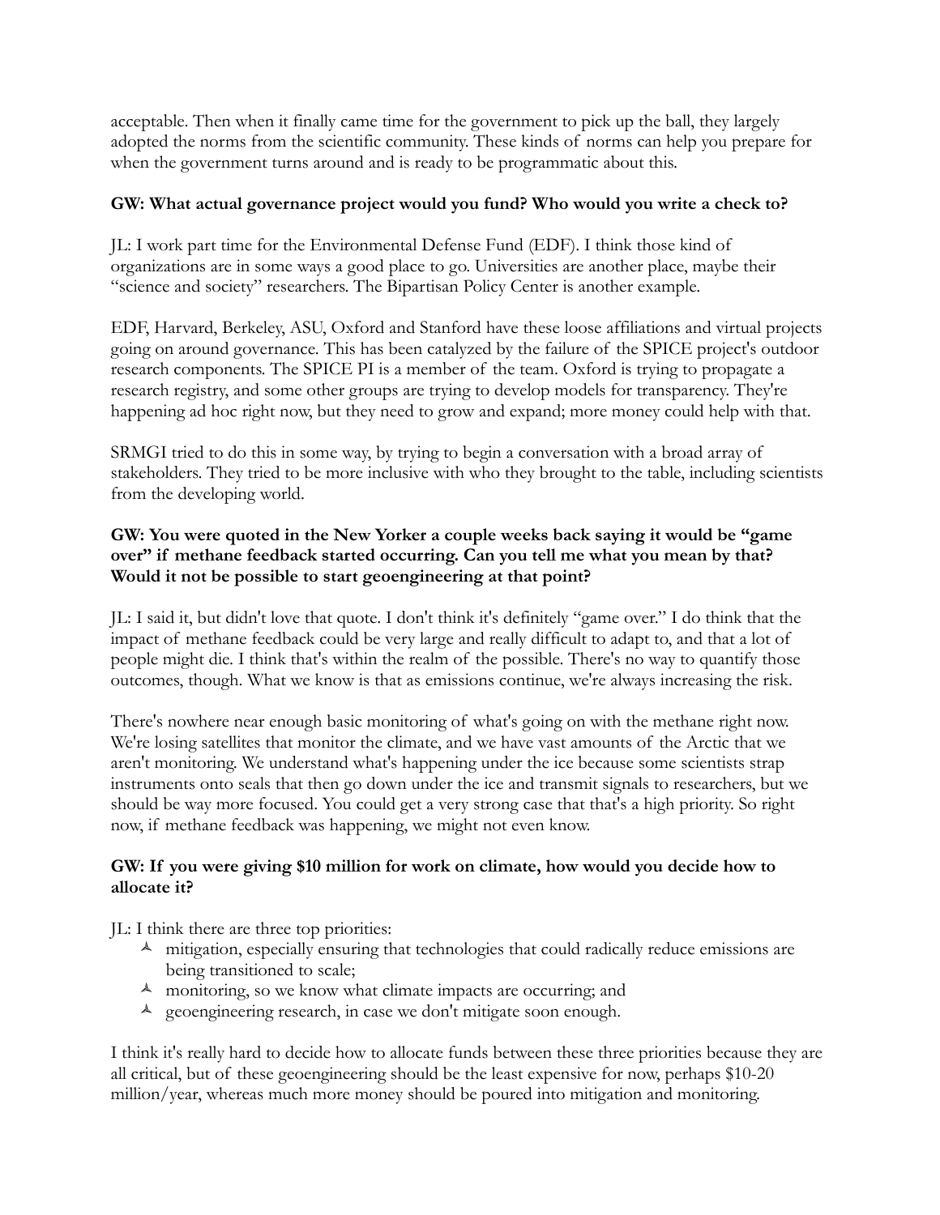acceptable. Then when it finally came time for the government to pick up the ball, they largely adopted the norms from the scientific community. These kinds of norms can help you prepare for when the government turns around and is ready to be programmatic about this.

**GW: What actual governance project would you fund? Who would you write a check to?**

JL: I work part time for the Environmental Defense Fund (EDF). I think those kind of organizations are in some ways a good place to go. Universities are another place, maybe their "science and society" researchers. The Bipartisan Policy Center is another example.

EDF, Harvard, Berkeley, ASU, Oxford and Stanford have these loose affiliations and virtual projects going on around governance. This has been catalyzed by the failure of the SPICE project's outdoor research components. The SPICE PI is a member of the team. Oxford is trying to propagate a research registry, and some other groups are trying to develop models for transparency. They're happening ad hoc right now, but they need to grow and expand; more money could help with that.

SRMGI tried to do this in some way, by trying to begin a conversation with a broad array of stakeholders. They tried to be more inclusive with who they brought to the table, including scientists from the developing world.

**GW: You were quoted in the New Yorker a couple weeks back saying it would be "game over" if methane feedback started occurring. Can you tell me what you mean by that? Would it not be possible to start geoengineering at that point?**

JL: I said it, but didn't love that quote. I don't think it's definitely "game over." I do think that the impact of methane feedback could be very large and really difficult to adapt to, and that a lot of people might die. I think that's within the realm of the possible. There's no way to quantify those outcomes, though. What we know is that as emissions continue, we're always increasing the risk.

There's nowhere near enough basic monitoring of what's going on with the methane right now. We're losing satellites that monitor the climate, and we have vast amounts of the Arctic that we aren't monitoring. We understand what's happening under the ice because some scientists strap instruments onto seals that then go down under the ice and transmit signals to researchers, but we should be way more focused. You could get a very strong case that that's a high priority. So right now, if methane feedback was happening, we might not even know.

**GW: If you were giving $10 million for work on climate, how would you decide how to allocate it?**

JL: I think there are three top priorities:

- mitigation, especially ensuring that technologies that could radically reduce emissions are being transitioned to scale;
- monitoring, so we know what climate impacts are occurring; and
- geoengineering research, in case we don't mitigate soon enough.

I think it's really hard to decide how to allocate funds between these three priorities because they are all critical, but of these geoengineering should be the least expensive for now, perhaps $10-20 million/year, whereas much more money should be poured into mitigation and monitoring.